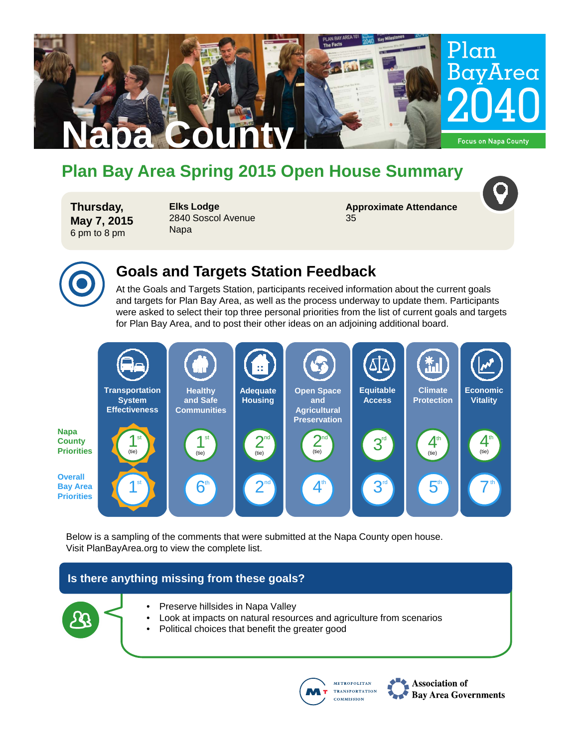# Napa County

Plan Bay Area 2040

Focus on Napa County

## Plan Bay Area Spring 2015 Open House Summary

**Thursday, May 7, 2015**
6 pm to 8 pm

**Elks Lodge**
2840 Soscol Avenue
Napa

**Approximate Attendance**
35

## Goals and Targets Station Feedback

At the Goals and Targets Station, participants received information about the current goals and targets for Plan Bay Area, as well as the process underway to update them. Participants were asked to select their top three personal priorities from the list of current goals and targets for Plan Bay Area, and to post their other ideas on an adjoining additional board.

| | Transportation System Effectiveness | Healthy and Safe Communities | Adequate Housing | Open Space and Agricultural Preservation | Equitable Access | Climate Protection | Economic Vitality |
|---|---|---|---|---|---|---|---|
| **Napa County Priorities** | 1st (tie) | 1st (tie) | 2nd (tie) | 2nd (tie) | 3rd | 4th (tie) | 4th (tie) |
| **Overall Bay Area Priorities** | 1st | 6th | 2nd | 4th | 3rd | 5th | 7th |

Below is a sampling of the comments that were submitted at the Napa County open house. Visit PlanBayArea.org to view the complete list.

### Is there anything missing from these goals?

- Preserve hillsides in Napa Valley
- Look at impacts on natural resources and agriculture from scenarios
- Political choices that benefit the greater good

Metropolitan Transportation Commission

Association of Bay Area Governments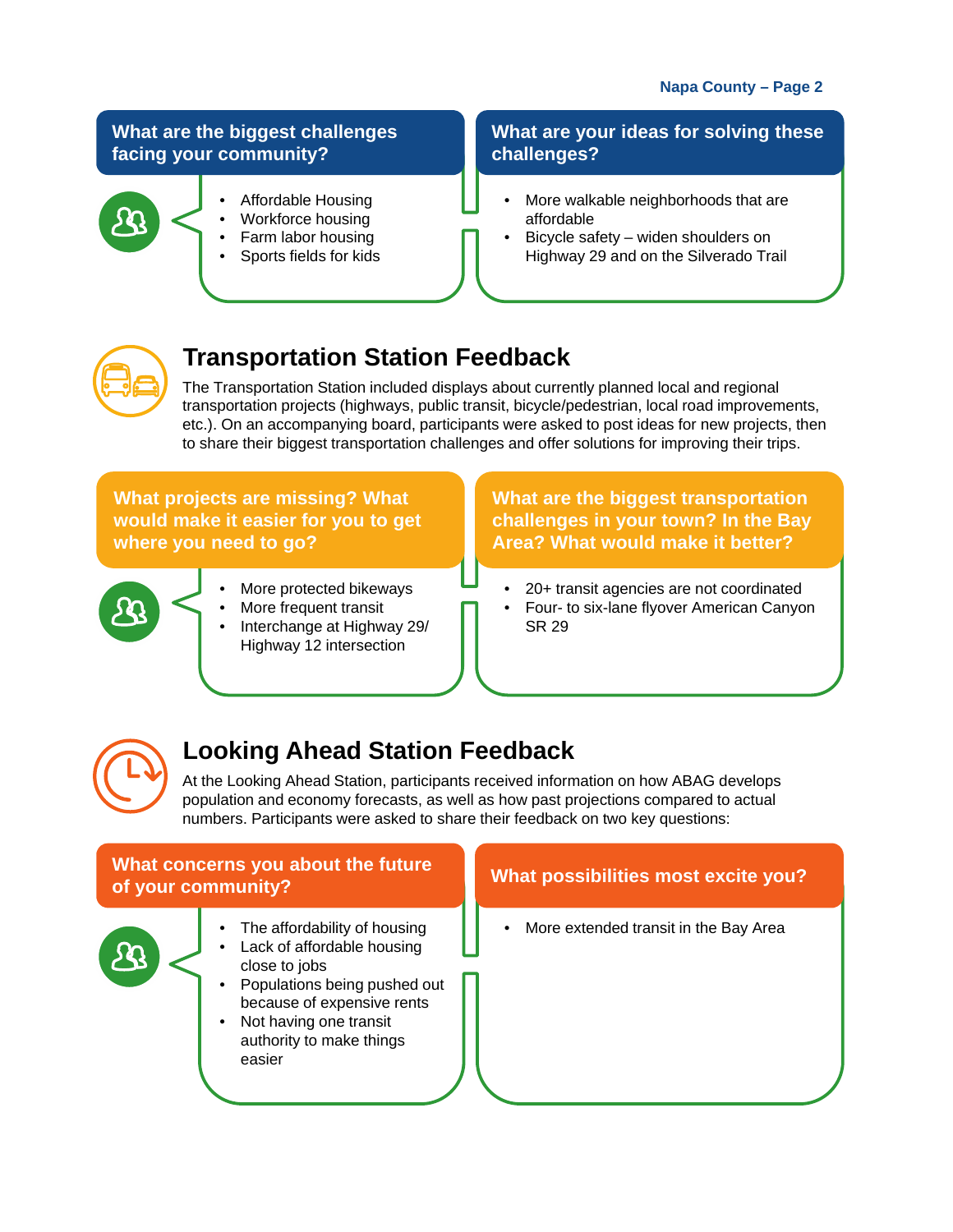### What are the biggest challenges facing your community?

- Affordable Housing
- Workforce housing
- Farm labor housing
- Sports fields for kids

### What are your ideas for solving these challenges?

- More walkable neighborhoods that are affordable
- Bicycle safety – widen shoulders on Highway 29 and on the Silverado Trail

## Transportation Station Feedback

The Transportation Station included displays about currently planned local and regional transportation projects (highways, public transit, bicycle/pedestrian, local road improvements, etc.). On an accompanying board, participants were asked to post ideas for new projects, then to share their biggest transportation challenges and offer solutions for improving their trips.

### What projects are missing? What would make it easier for you to get where you need to go?

- More protected bikeways
- More frequent transit
- Interchange at Highway 29/ Highway 12 intersection

### What are the biggest transportation challenges in your town? In the Bay Area? What would make it better?

- 20+ transit agencies are not coordinated
- Four- to six-lane flyover American Canyon SR 29

## Looking Ahead Station Feedback

At the Looking Ahead Station, participants received information on how ABAG develops population and economy forecasts, as well as how past projections compared to actual numbers. Participants were asked to share their feedback on two key questions:

### What concerns you about the future of your community?

- The affordability of housing
- Lack of affordable housing close to jobs
- Populations being pushed out because of expensive rents
- Not having one transit authority to make things easier

### What possibilities most excite you?

- More extended transit in the Bay Area